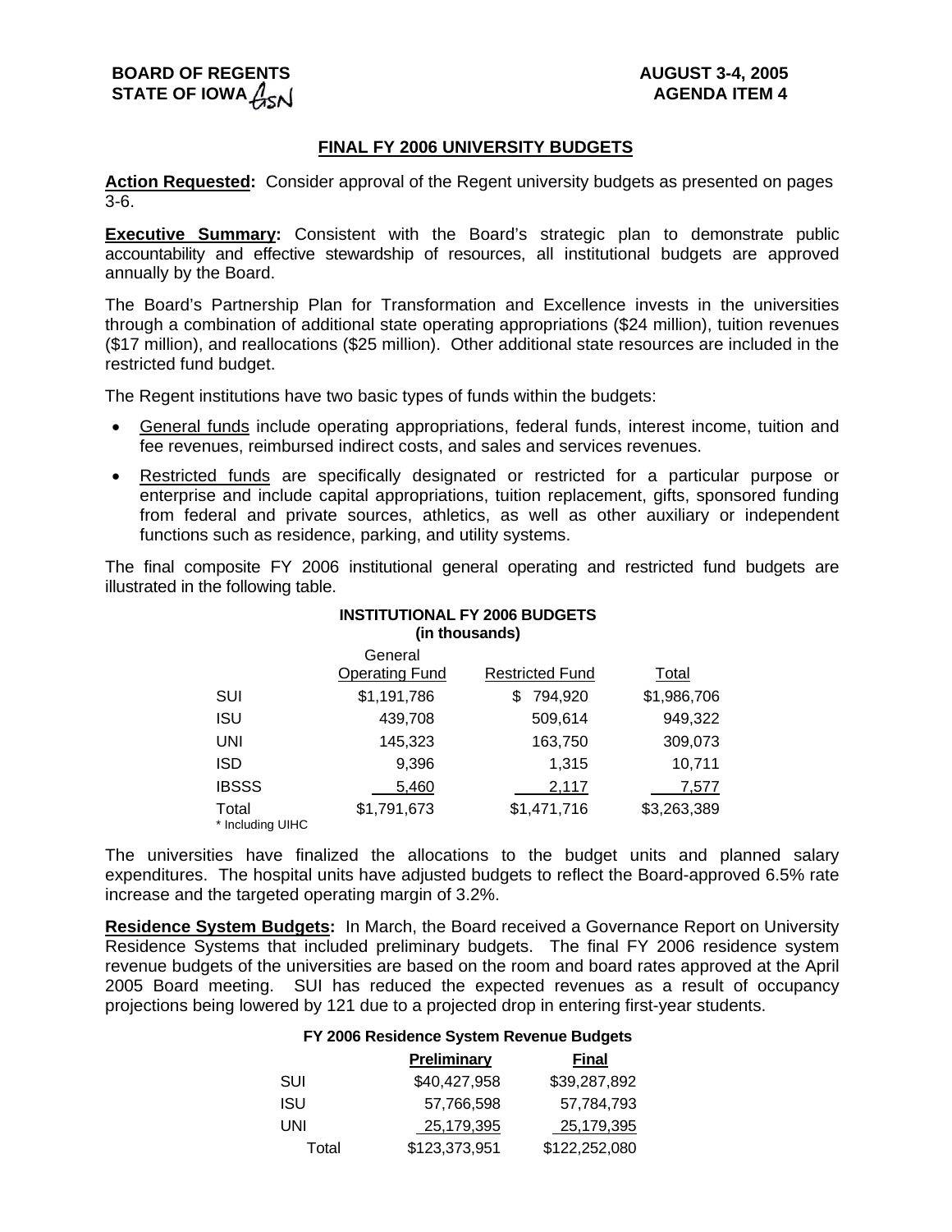BOARD OF REGENTS
STATE OF IOWA

AUGUST 3-4, 2005
AGENDA ITEM 4

## FINAL FY 2006 UNIVERSITY BUDGETS

**Action Requested:** Consider approval of the Regent university budgets as presented on pages 3-6.

**Executive Summary:** Consistent with the Board's strategic plan to demonstrate public accountability and effective stewardship of resources, all institutional budgets are approved annually by the Board.

The Board's Partnership Plan for Transformation and Excellence invests in the universities through a combination of additional state operating appropriations ($24 million), tuition revenues ($17 million), and reallocations ($25 million). Other additional state resources are included in the restricted fund budget.

The Regent institutions have two basic types of funds within the budgets:

- General funds include operating appropriations, federal funds, interest income, tuition and fee revenues, reimbursed indirect costs, and sales and services revenues.
- Restricted funds are specifically designated or restricted for a particular purpose or enterprise and include capital appropriations, tuition replacement, gifts, sponsored funding from federal and private sources, athletics, as well as other auxiliary or independent functions such as residence, parking, and utility systems.

The final composite FY 2006 institutional general operating and restricted fund budgets are illustrated in the following table.

**INSTITUTIONAL FY 2006 BUDGETS**
**(in thousands)**

| | General Operating Fund | Restricted Fund | Total |
|---|---|---|---|
| SUI | $1,191,786 | $ 794,920 | $1,986,706 |
| ISU | 439,708 | 509,614 | 949,322 |
| UNI | 145,323 | 163,750 | 309,073 |
| ISD | 9,396 | 1,315 | 10,711 |
| IBSSS | 5,460 | 2,117 | 7,577 |
| Total | $1,791,673 | $1,471,716 | $3,263,389 |

\* Including UIHC

The universities have finalized the allocations to the budget units and planned salary expenditures. The hospital units have adjusted budgets to reflect the Board-approved 6.5% rate increase and the targeted operating margin of 3.2%.

**Residence System Budgets:** In March, the Board received a Governance Report on University Residence Systems that included preliminary budgets. The final FY 2006 residence system revenue budgets of the universities are based on the room and board rates approved at the April 2005 Board meeting. SUI has reduced the expected revenues as a result of occupancy projections being lowered by 121 due to a projected drop in entering first-year students.

**FY 2006 Residence System Revenue Budgets**

| | Preliminary | Final |
|---|---|---|
| SUI | $40,427,958 | $39,287,892 |
| ISU | 57,766,598 | 57,784,793 |
| UNI | 25,179,395 | 25,179,395 |
| Total | $123,373,951 | $122,252,080 |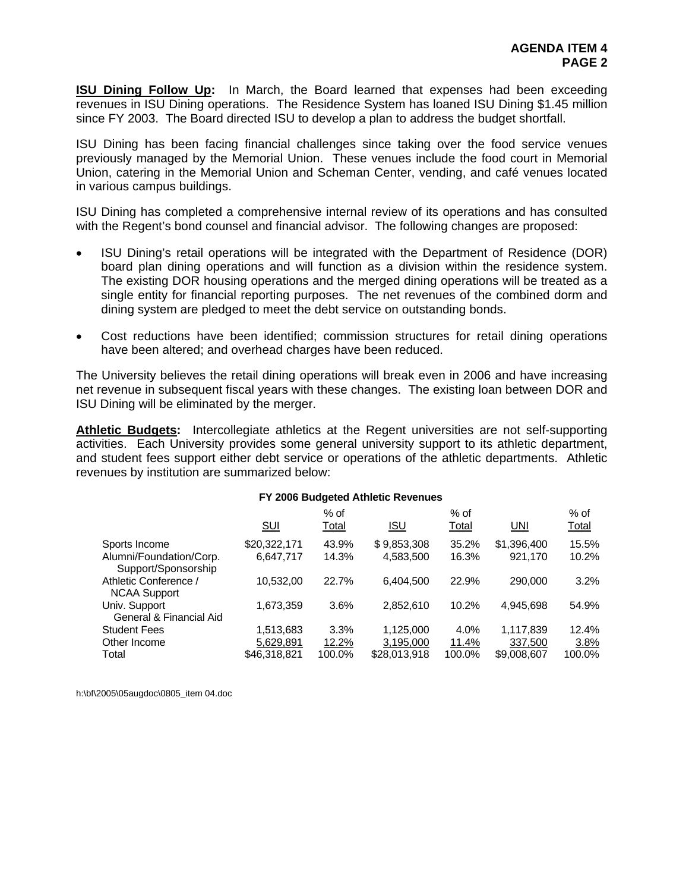**ISU Dining Follow Up:** In March, the Board learned that expenses had been exceeding revenues in ISU Dining operations. The Residence System has loaned ISU Dining $1.45 million since FY 2003. The Board directed ISU to develop a plan to address the budget shortfall.

ISU Dining has been facing financial challenges since taking over the food service venues previously managed by the Memorial Union. These venues include the food court in Memorial Union, catering in the Memorial Union and Scheman Center, vending, and café venues located in various campus buildings.

ISU Dining has completed a comprehensive internal review of its operations and has consulted with the Regent's bond counsel and financial advisor. The following changes are proposed:

- ISU Dining's retail operations will be integrated with the Department of Residence (DOR) board plan dining operations and will function as a division within the residence system. The existing DOR housing operations and the merged dining operations will be treated as a single entity for financial reporting purposes. The net revenues of the combined dorm and dining system are pledged to meet the debt service on outstanding bonds.
- Cost reductions have been identified; commission structures for retail dining operations have been altered; and overhead charges have been reduced.

The University believes the retail dining operations will break even in 2006 and have increasing net revenue in subsequent fiscal years with these changes. The existing loan between DOR and ISU Dining will be eliminated by the merger.

**Athletic Budgets:** Intercollegiate athletics at the Regent universities are not self-supporting activities. Each University provides some general university support to its athletic department, and student fees support either debt service or operations of the athletic departments. Athletic revenues by institution are summarized below:

**FY 2006 Budgeted Athletic Revenues**

| | SUI | % of Total | ISU | % of Total | UNI | % of Total |
|---|---|---|---|---|---|---|
| Sports Income | $20,322,171 | 43.9% | $ 9,853,308 | 35.2% | $1,396,400 | 15.5% |
| Alumni/Foundation/Corp. Support/Sponsorship | 6,647,717 | 14.3% | 4,583,500 | 16.3% | 921,170 | 10.2% |
| Athletic Conference / NCAA Support | 10,532,00 | 22.7% | 6,404,500 | 22.9% | 290,000 | 3.2% |
| Univ. Support General & Financial Aid | 1,673,359 | 3.6% | 2,852,610 | 10.2% | 4,945,698 | 54.9% |
| Student Fees | 1,513,683 | 3.3% | 1,125,000 | 4.0% | 1,117,839 | 12.4% |
| Other Income | 5,629,891 | 12.2% | 3,195,000 | 11.4% | 337,500 | 3.8% |
| Total | $46,318,821 | 100.0% | $28,013,918 | 100.0% | $9,008,607 | 100.0% |

h:\bf\2005\05augdoc\0805_item 04.doc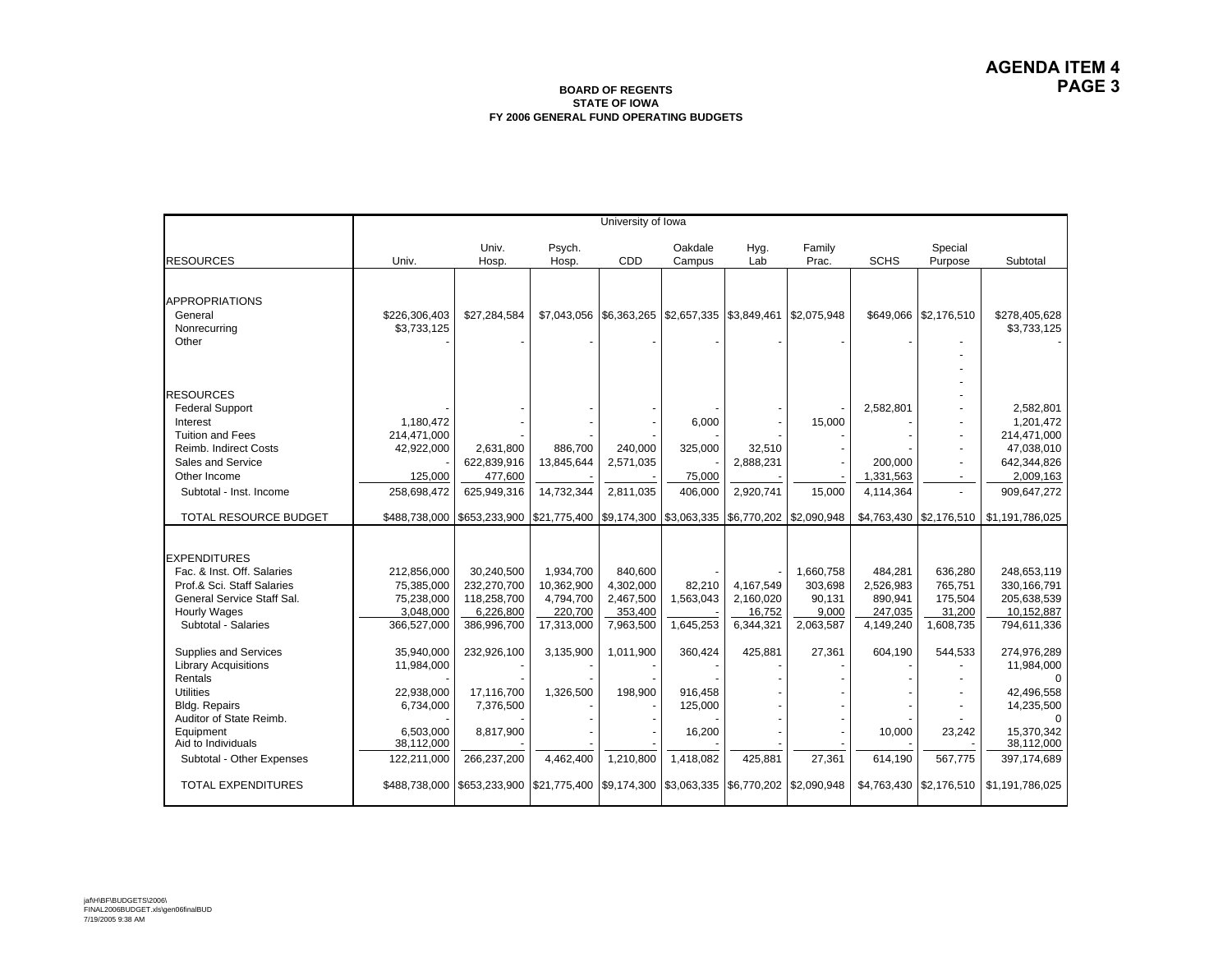# AGENDA ITEM 4
# PAGE 3

**BOARD OF REGENTS**
**STATE OF IOWA**
**FY 2006 GENERAL FUND OPERATING BUDGETS**

| | University of Iowa | | | | | | | | | |
|---|---|---|---|---|---|---|---|---|---|---|
| RESOURCES | Univ. | Univ. Hosp. | Psych. Hosp. | CDD | Oakdale Campus | Hyg. Lab | Family Prac. | SCHS | Special Purpose | Subtotal |
| **APPROPRIATIONS** | | | | | | | | | | |
| General | $226,306,403 | $27,284,584 | $7,043,056 | $6,363,265 | $2,657,335 | $3,849,461 | $2,075,948 | $649,066 | $2,176,510 | $278,405,628 |
| Nonrecurring | $3,733,125 | | | | | | | | | $3,733,125 |
| Other | - | - | - | - | - | - | - | - | - | - |
| | | | | | | | | | - | |
| | | | | | | | | | - | |
| | | | | | | | | | - | |
| **RESOURCES** | | | | | | | | | - | |
| Federal Support | - | - | - | - | - | - | - | 2,582,801 | - | 2,582,801 |
| Interest | 1,180,472 | - | - | - | 6,000 | - | 15,000 | - | - | 1,201,472 |
| Tuition and Fees | 214,471,000 | - | - | - | - | - | - | - | - | 214,471,000 |
| Reimb. Indirect Costs | 42,922,000 | 2,631,800 | 886,700 | 240,000 | 325,000 | 32,510 | - | - | - | 47,038,010 |
| Sales and Service | - | 622,839,916 | 13,845,644 | 2,571,035 | - | 2,888,231 | - | 200,000 | - | 642,344,826 |
| Other Income | 125,000 | 477,600 | - | - | 75,000 | - | - | 1,331,563 | - | 2,009,163 |
| Subtotal - Inst. Income | 258,698,472 | 625,949,316 | 14,732,344 | 2,811,035 | 406,000 | 2,920,741 | 15,000 | 4,114,364 | - | 909,647,272 |
| TOTAL RESOURCE BUDGET | $488,738,000 | $653,233,900 | $21,775,400 | $9,174,300 | $3,063,335 | $6,770,202 | $2,090,948 | $4,763,430 | $2,176,510 | $1,191,786,025 |
| **EXPENDITURES** | | | | | | | | | | |
| Fac. & Inst. Off. Salaries | 212,856,000 | 30,240,500 | 1,934,700 | 840,600 | - | - | 1,660,758 | 484,281 | 636,280 | 248,653,119 |
| Prof.& Sci. Staff Salaries | 75,385,000 | 232,270,700 | 10,362,900 | 4,302,000 | 82,210 | 4,167,549 | 303,698 | 2,526,983 | 765,751 | 330,166,791 |
| General Service Staff Sal. | 75,238,000 | 118,258,700 | 4,794,700 | 2,467,500 | 1,563,043 | 2,160,020 | 90,131 | 890,941 | 175,504 | 205,638,539 |
| Hourly Wages | 3,048,000 | 6,226,800 | 220,700 | 353,400 | - | 16,752 | 9,000 | 247,035 | 31,200 | 10,152,887 |
| Subtotal - Salaries | 366,527,000 | 386,996,700 | 17,313,000 | 7,963,500 | 1,645,253 | 6,344,321 | 2,063,587 | 4,149,240 | 1,608,735 | 794,611,336 |
| Supplies and Services | 35,940,000 | 232,926,100 | 3,135,900 | 1,011,900 | 360,424 | 425,881 | 27,361 | 604,190 | 544,533 | 274,976,289 |
| Library Acquisitions | 11,984,000 | - | - | - | - | - | - | - | - | 11,984,000 |
| Rentals | - | - | - | - | - | - | - | - | - | 0 |
| Utilities | 22,938,000 | 17,116,700 | 1,326,500 | 198,900 | 916,458 | - | - | - | - | 42,496,558 |
| Bldg. Repairs | 6,734,000 | 7,376,500 | - | - | 125,000 | - | - | - | - | 14,235,500 |
| Auditor of State Reimb. | - | - | - | - | - | - | - | - | - | 0 |
| Equipment | 6,503,000 | 8,817,900 | - | - | 16,200 | - | - | 10,000 | 23,242 | 15,370,342 |
| Aid to Individuals | 38,112,000 | - | - | - | - | - | - | - | - | 38,112,000 |
| Subtotal - Other Expenses | 122,211,000 | 266,237,200 | 4,462,400 | 1,210,800 | 1,418,082 | 425,881 | 27,361 | 614,190 | 567,775 | 397,174,689 |
| TOTAL EXPENDITURES | $488,738,000 | $653,233,900 | $21,775,400 | $9,174,300 | $3,063,335 | $6,770,202 | $2,090,948 | $4,763,430 | $2,176,510 | $1,191,786,025 |

jaf\H\BF\BUDGETS\2006\
FINAL2006BUDGET.xls\gen06finalBUD
7/19/2005 9:38 AM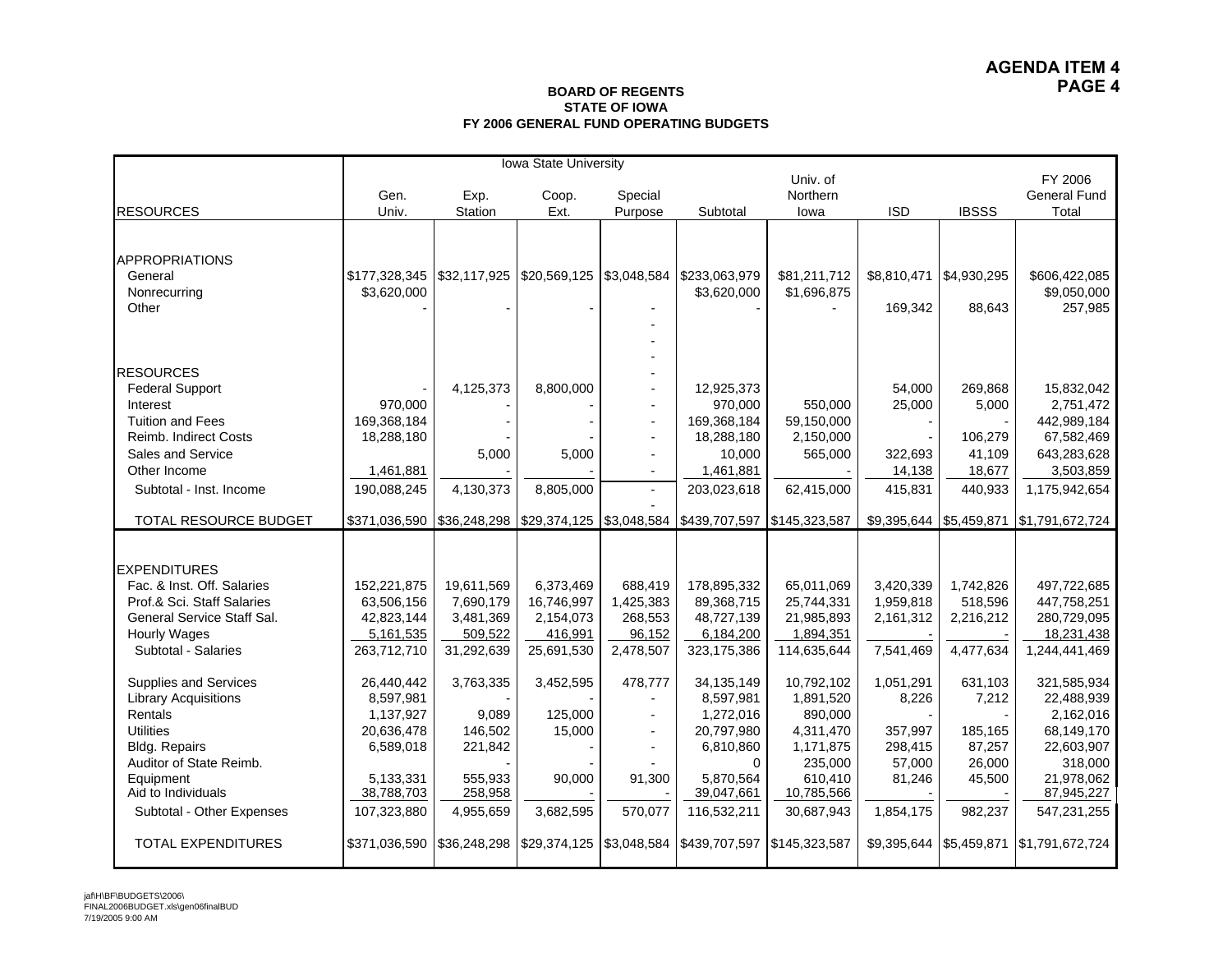**AGENDA ITEM 4**
**PAGE 4**

**BOARD OF REGENTS**
**STATE OF IOWA**
**FY 2006 GENERAL FUND OPERATING BUDGETS**

| | Iowa State University | | | | | | | | |
|---|---|---|---|---|---|---|---|---|---|
| RESOURCES | Gen. Univ. | Exp. Station | Coop. Ext. | Special Purpose | Subtotal | Univ. of Northern Iowa | ISD | IBSSS | FY 2006 General Fund Total |
| **APPROPRIATIONS** | | | | | | | | | |
| General | $177,328,345 | $32,117,925 | $20,569,125 | $3,048,584 | $233,063,979 | $81,211,712 | $8,810,471 | $4,930,295 | $606,422,085 |
| Nonrecurring | $3,620,000 | | | | $3,620,000 | $1,696,875 | | | $9,050,000 |
| Other | - | - | - | - | - | - | 169,342 | 88,643 | 257,985 |
| **RESOURCES** | | | | | | | | | |
| Federal Support | - | 4,125,373 | 8,800,000 | - | 12,925,373 | | 54,000 | 269,868 | 15,832,042 |
| Interest | 970,000 | - | - | - | 970,000 | 550,000 | 25,000 | 5,000 | 2,751,472 |
| Tuition and Fees | 169,368,184 | - | - | - | 169,368,184 | 59,150,000 | - | - | 442,989,184 |
| Reimb. Indirect Costs | 18,288,180 | - | - | - | 18,288,180 | 2,150,000 | - | 106,279 | 67,582,469 |
| Sales and Service | | 5,000 | 5,000 | - | 10,000 | 565,000 | 322,693 | 41,109 | 643,283,628 |
| Other Income | 1,461,881 | - | - | - | 1,461,881 | - | 14,138 | 18,677 | 3,503,859 |
| Subtotal - Inst. Income | 190,088,245 | 4,130,373 | 8,805,000 | - | 203,023,618 | 62,415,000 | 415,831 | 440,933 | 1,175,942,654 |
| TOTAL RESOURCE BUDGET | $371,036,590 | $36,248,298 | $29,374,125 | $3,048,584 | $439,707,597 | $145,323,587 | $9,395,644 | $5,459,871 | $1,791,672,724 |
| **EXPENDITURES** | | | | | | | | | |
| Fac. & Inst. Off. Salaries | 152,221,875 | 19,611,569 | 6,373,469 | 688,419 | 178,895,332 | 65,011,069 | 3,420,339 | 1,742,826 | 497,722,685 |
| Prof.& Sci. Staff Salaries | 63,506,156 | 7,690,179 | 16,746,997 | 1,425,383 | 89,368,715 | 25,744,331 | 1,959,818 | 518,596 | 447,758,251 |
| General Service Staff Sal. | 42,823,144 | 3,481,369 | 2,154,073 | 268,553 | 48,727,139 | 21,985,893 | 2,161,312 | 2,216,212 | 280,729,095 |
| Hourly Wages | 5,161,535 | 509,522 | 416,991 | 96,152 | 6,184,200 | 1,894,351 | - | - | 18,231,438 |
| Subtotal - Salaries | 263,712,710 | 31,292,639 | 25,691,530 | 2,478,507 | 323,175,386 | 114,635,644 | 7,541,469 | 4,477,634 | 1,244,441,469 |
| Supplies and Services | 26,440,442 | 3,763,335 | 3,452,595 | 478,777 | 34,135,149 | 10,792,102 | 1,051,291 | 631,103 | 321,585,934 |
| Library Acquisitions | 8,597,981 | - | - | - | 8,597,981 | 1,891,520 | 8,226 | 7,212 | 22,488,939 |
| Rentals | 1,137,927 | 9,089 | 125,000 | - | 1,272,016 | 890,000 | - | - | 2,162,016 |
| Utilities | 20,636,478 | 146,502 | 15,000 | - | 20,797,980 | 4,311,470 | 357,997 | 185,165 | 68,149,170 |
| Bldg. Repairs | 6,589,018 | 221,842 | - | - | 6,810,860 | 1,171,875 | 298,415 | 87,257 | 22,603,907 |
| Auditor of State Reimb. | | - | - | - | 0 | 235,000 | 57,000 | 26,000 | 318,000 |
| Equipment | 5,133,331 | 555,933 | 90,000 | 91,300 | 5,870,564 | 610,410 | 81,246 | 45,500 | 21,978,062 |
| Aid to Individuals | 38,788,703 | 258,958 | - | - | 39,047,661 | 10,785,566 | - | - | 87,945,227 |
| Subtotal - Other Expenses | 107,323,880 | 4,955,659 | 3,682,595 | 570,077 | 116,532,211 | 30,687,943 | 1,854,175 | 982,237 | 547,231,255 |
| TOTAL EXPENDITURES | $371,036,590 | $36,248,298 | $29,374,125 | $3,048,584 | $439,707,597 | $145,323,587 | $9,395,644 | $5,459,871 | $1,791,672,724 |

jaf\H\BF\BUDGETS\2006\
FINAL2006BUDGET.xls\gen06finalBUD
7/19/2005 9:00 AM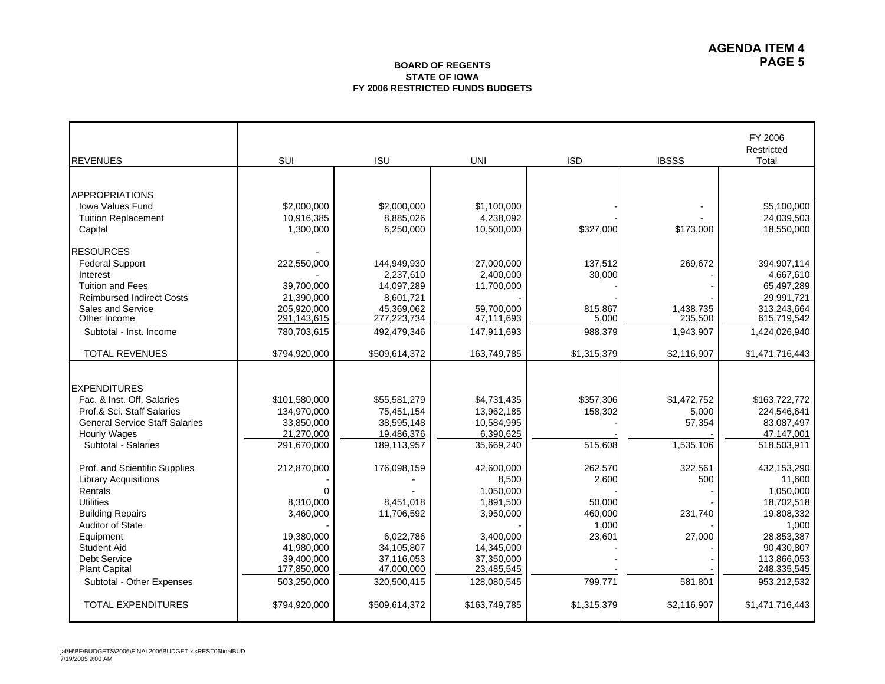**AGENDA ITEM 4**
**PAGE 5**

**BOARD OF REGENTS**
**STATE OF IOWA**
**FY 2006 RESTRICTED FUNDS BUDGETS**

| REVENUES | SUI | ISU | UNI | ISD | IBSSS | FY 2006 Restricted Total |
|---|---|---|---|---|---|---|
| APPROPRIATIONS | | | | | | |
| Iowa Values Fund | $2,000,000 | $2,000,000 | $1,100,000 | - | - | $5,100,000 |
| Tuition Replacement | 10,916,385 | 8,885,026 | 4,238,092 | - | - | 24,039,503 |
| Capital | 1,300,000 | 6,250,000 | 10,500,000 | $327,000 | $173,000 | 18,550,000 |
| RESOURCES | - | | | | | |
| Federal Support | 222,550,000 | 144,949,930 | 27,000,000 | 137,512 | 269,672 | 394,907,114 |
| Interest | - | 2,237,610 | 2,400,000 | 30,000 | - | 4,667,610 |
| Tuition and Fees | 39,700,000 | 14,097,289 | 11,700,000 | - | - | 65,497,289 |
| Reimbursed Indirect Costs | 21,390,000 | 8,601,721 | - | - | - | 29,991,721 |
| Sales and Service | 205,920,000 | 45,369,062 | 59,700,000 | 815,867 | 1,438,735 | 313,243,664 |
| Other Income | 291,143,615 | 277,223,734 | 47,111,693 | 5,000 | 235,500 | 615,719,542 |
| Subtotal - Inst. Income | 780,703,615 | 492,479,346 | 147,911,693 | 988,379 | 1,943,907 | 1,424,026,940 |
| TOTAL REVENUES | $794,920,000 | $509,614,372 | 163,749,785 | $1,315,379 | $2,116,907 | $1,471,716,443 |
| EXPENDITURES | | | | | | |
| Fac. & Inst. Off. Salaries | $101,580,000 | $55,581,279 | $4,731,435 | $357,306 | $1,472,752 | $163,722,772 |
| Prof.& Sci. Staff Salaries | 134,970,000 | 75,451,154 | 13,962,185 | 158,302 | 5,000 | 224,546,641 |
| General Service Staff Salaries | 33,850,000 | 38,595,148 | 10,584,995 | - | 57,354 | 83,087,497 |
| Hourly Wages | 21,270,000 | 19,486,376 | 6,390,625 | - | - | 47,147,001 |
| Subtotal - Salaries | 291,670,000 | 189,113,957 | 35,669,240 | 515,608 | 1,535,106 | 518,503,911 |
| Prof. and Scientific Supplies | 212,870,000 | 176,098,159 | 42,600,000 | 262,570 | 322,561 | 432,153,290 |
| Library Acquisitions | - | - | 8,500 | 2,600 | 500 | 11,600 |
| Rentals | 0 | - | 1,050,000 | - | - | 1,050,000 |
| Utilities | 8,310,000 | 8,451,018 | 1,891,500 | 50,000 | - | 18,702,518 |
| Building Repairs | 3,460,000 | 11,706,592 | 3,950,000 | 460,000 | 231,740 | 19,808,332 |
| Auditor of State | - | | - | 1,000 | - | 1,000 |
| Equipment | 19,380,000 | 6,022,786 | 3,400,000 | 23,601 | 27,000 | 28,853,387 |
| Student Aid | 41,980,000 | 34,105,807 | 14,345,000 | - | - | 90,430,807 |
| Debt Service | 39,400,000 | 37,116,053 | 37,350,000 | - | - | 113,866,053 |
| Plant Capital | 177,850,000 | 47,000,000 | 23,485,545 | - | - | 248,335,545 |
| Subtotal - Other Expenses | 503,250,000 | 320,500,415 | 128,080,545 | 799,771 | 581,801 | 953,212,532 |
| TOTAL EXPENDITURES | $794,920,000 | $509,614,372 | $163,749,785 | $1,315,379 | $2,116,907 | $1,471,716,443 |

jaf\H\BF\BUDGETS\2006\FINAL2006BUDGET.xlsREST06finalBUD
7/19/2005 9:00 AM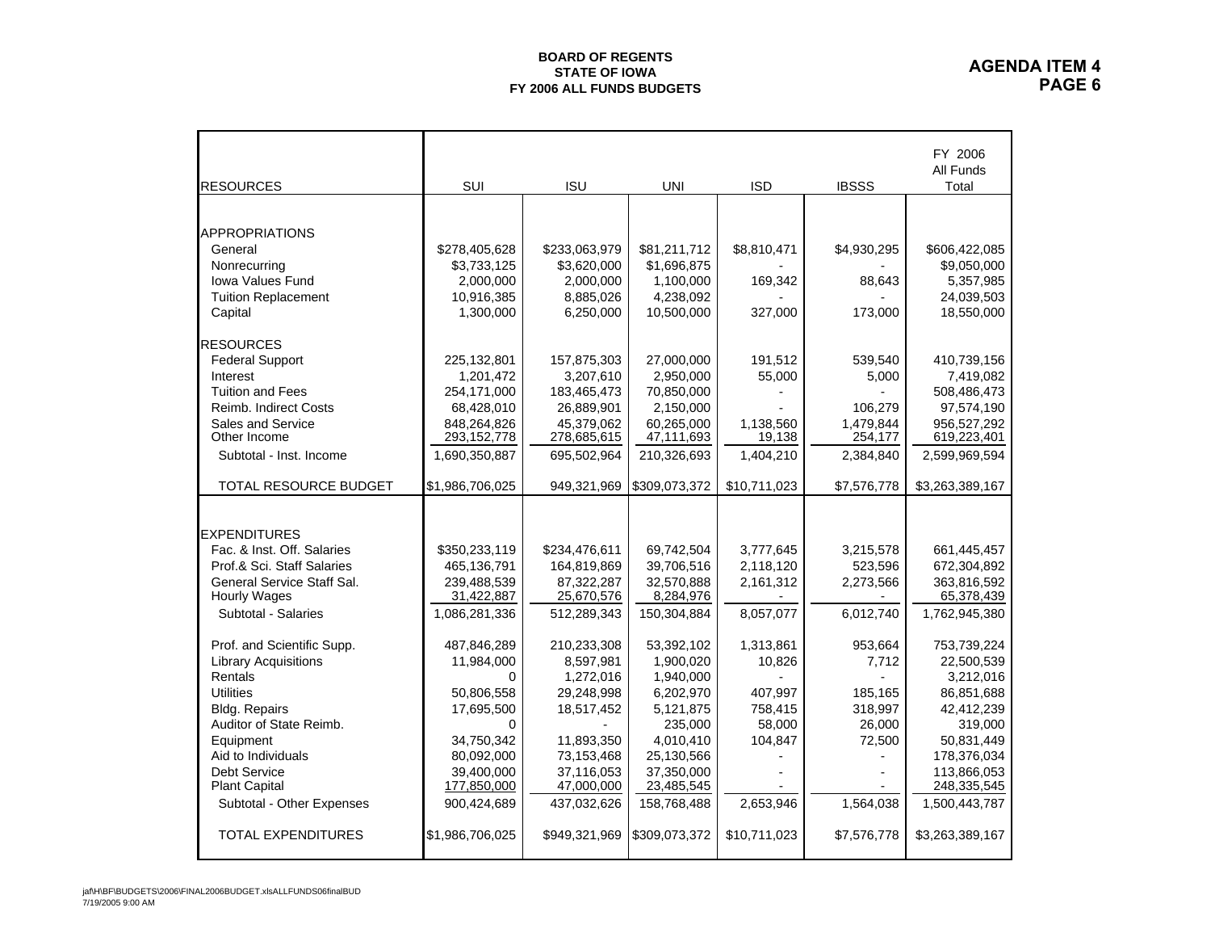**BOARD OF REGENTS**
**STATE OF IOWA**
**FY 2006 ALL FUNDS BUDGETS**

**AGENDA ITEM 4**
**PAGE 6**

| RESOURCES | SUI | ISU | UNI | ISD | IBSSS | FY 2006 All Funds Total |
|---|---|---|---|---|---|---|
| **APPROPRIATIONS** | | | | | | |
| General | $278,405,628 | $233,063,979 | $81,211,712 | $8,810,471 | $4,930,295 | $606,422,085 |
| Nonrecurring | $3,733,125 | $3,620,000 | $1,696,875 | - | - | $9,050,000 |
| Iowa Values Fund | 2,000,000 | 2,000,000 | 1,100,000 | 169,342 | 88,643 | 5,357,985 |
| Tuition Replacement | 10,916,385 | 8,885,026 | 4,238,092 | - | - | 24,039,503 |
| Capital | 1,300,000 | 6,250,000 | 10,500,000 | 327,000 | 173,000 | 18,550,000 |
| **RESOURCES** | | | | | | |
| Federal Support | 225,132,801 | 157,875,303 | 27,000,000 | 191,512 | 539,540 | 410,739,156 |
| Interest | 1,201,472 | 3,207,610 | 2,950,000 | 55,000 | 5,000 | 7,419,082 |
| Tuition and Fees | 254,171,000 | 183,465,473 | 70,850,000 | - | - | 508,486,473 |
| Reimb. Indirect Costs | 68,428,010 | 26,889,901 | 2,150,000 | - | 106,279 | 97,574,190 |
| Sales and Service | 848,264,826 | 45,379,062 | 60,265,000 | 1,138,560 | 1,479,844 | 956,527,292 |
| Other Income | 293,152,778 | 278,685,615 | 47,111,693 | 19,138 | 254,177 | 619,223,401 |
| Subtotal - Inst. Income | 1,690,350,887 | 695,502,964 | 210,326,693 | 1,404,210 | 2,384,840 | 2,599,969,594 |
| TOTAL RESOURCE BUDGET | $1,986,706,025 | 949,321,969 | $309,073,372 | $10,711,023 | $7,576,778 | $3,263,389,167 |
| **EXPENDITURES** | | | | | | |
| Fac. & Inst. Off. Salaries | $350,233,119 | $234,476,611 | 69,742,504 | 3,777,645 | 3,215,578 | 661,445,457 |
| Prof.& Sci. Staff Salaries | 465,136,791 | 164,819,869 | 39,706,516 | 2,118,120 | 523,596 | 672,304,892 |
| General Service Staff Sal. | 239,488,539 | 87,322,287 | 32,570,888 | 2,161,312 | 2,273,566 | 363,816,592 |
| Hourly Wages | 31,422,887 | 25,670,576 | 8,284,976 | - | - | 65,378,439 |
| Subtotal - Salaries | 1,086,281,336 | 512,289,343 | 150,304,884 | 8,057,077 | 6,012,740 | 1,762,945,380 |
| Prof. and Scientific Supp. | 487,846,289 | 210,233,308 | 53,392,102 | 1,313,861 | 953,664 | 753,739,224 |
| Library Acquisitions | 11,984,000 | 8,597,981 | 1,900,020 | 10,826 | 7,712 | 22,500,539 |
| Rentals | 0 | 1,272,016 | 1,940,000 | - | - | 3,212,016 |
| Utilities | 50,806,558 | 29,248,998 | 6,202,970 | 407,997 | 185,165 | 86,851,688 |
| Bldg. Repairs | 17,695,500 | 18,517,452 | 5,121,875 | 758,415 | 318,997 | 42,412,239 |
| Auditor of State Reimb. | 0 | - | 235,000 | 58,000 | 26,000 | 319,000 |
| Equipment | 34,750,342 | 11,893,350 | 4,010,410 | 104,847 | 72,500 | 50,831,449 |
| Aid to Individuals | 80,092,000 | 73,153,468 | 25,130,566 | - | - | 178,376,034 |
| Debt Service | 39,400,000 | 37,116,053 | 37,350,000 | - | - | 113,866,053 |
| Plant Capital | 177,850,000 | 47,000,000 | 23,485,545 | - | - | 248,335,545 |
| Subtotal - Other Expenses | 900,424,689 | 437,032,626 | 158,768,488 | 2,653,946 | 1,564,038 | 1,500,443,787 |
| TOTAL EXPENDITURES | $1,986,706,025 | $949,321,969 | $309,073,372 | $10,711,023 | $7,576,778 | $3,263,389,167 |

jaf\H\BF\BUDGETS\2006\FINAL2006BUDGET.xlsALLFUNDS06finalBUD
7/19/2005 9:00 AM